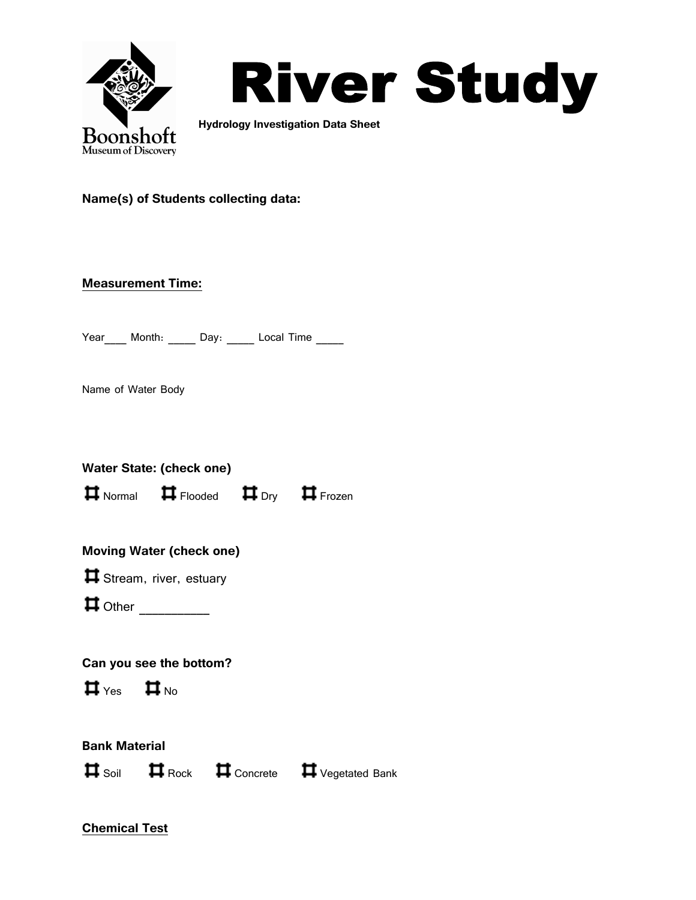Boonshoft
Museum of Discovery

# River Study

**Hydrology Investigation Data Sheet**

**Name(s) of Students collecting data:**

**Measurement Time:**

Year\_\_\_\_ Month: \_\_\_\_\_ Day: \_\_\_\_\_ Local Time \_\_\_\_\_

Name of Water Body

**Water State: (check one)**

☐ Normal ☐ Flooded ☐ Dry ☐ Frozen

**Moving Water (check one)**

☐ Stream, river, estuary

☐ Other \_\_\_\_\_\_\_\_\_\_

**Can you see the bottom?**

☐ Yes ☐ No

**Bank Material**

☐ Soil ☐ Rock ☐ Concrete ☐ Vegetated Bank

**Chemical Test**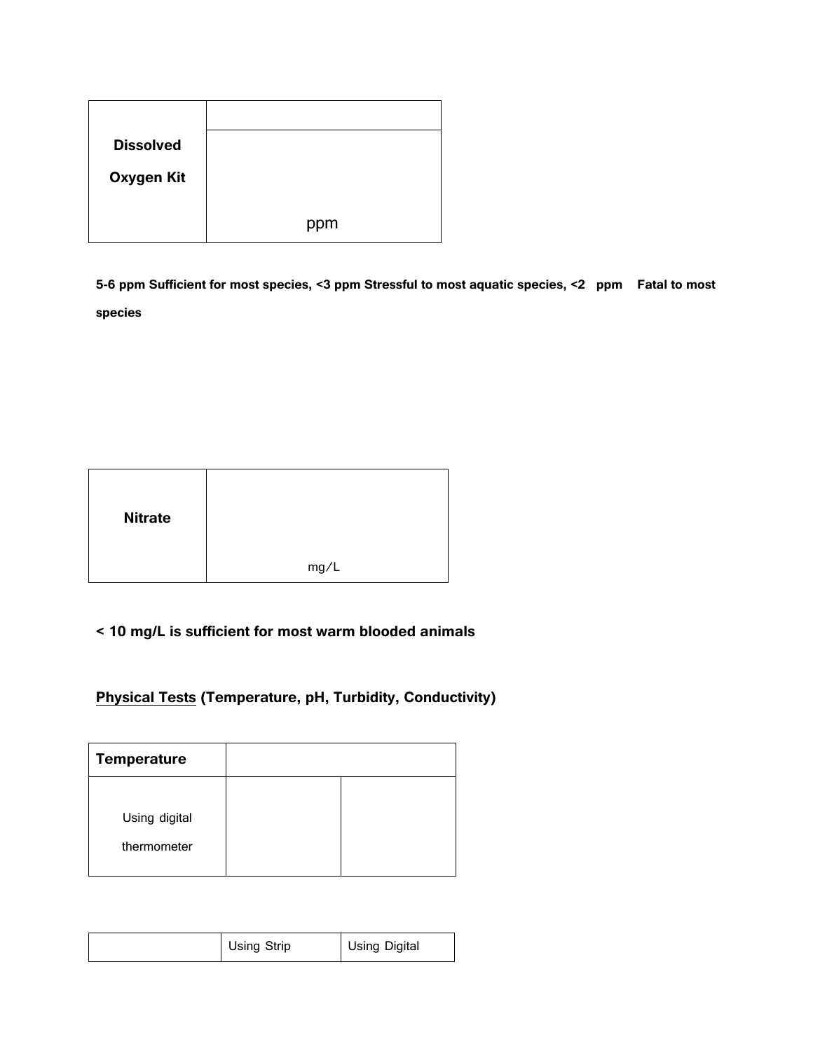| Dissolved Oxygen Kit | |
|---|---|
| | ppm |

**5-6 ppm Sufficient for most species, <3 ppm Stressful to most aquatic species, <2 ppm Fatal to most species**

| Nitrate | mg/L |
|---|---|

**< 10 mg/L is sufficient for most warm blooded animals**

**<u>Physical Tests</u> (Temperature, pH, Turbidity, Conductivity)**

| Temperature | | |
|---|---|---|
| Using digital thermometer | | |

| | Using Strip | Using Digital |
|---|---|---|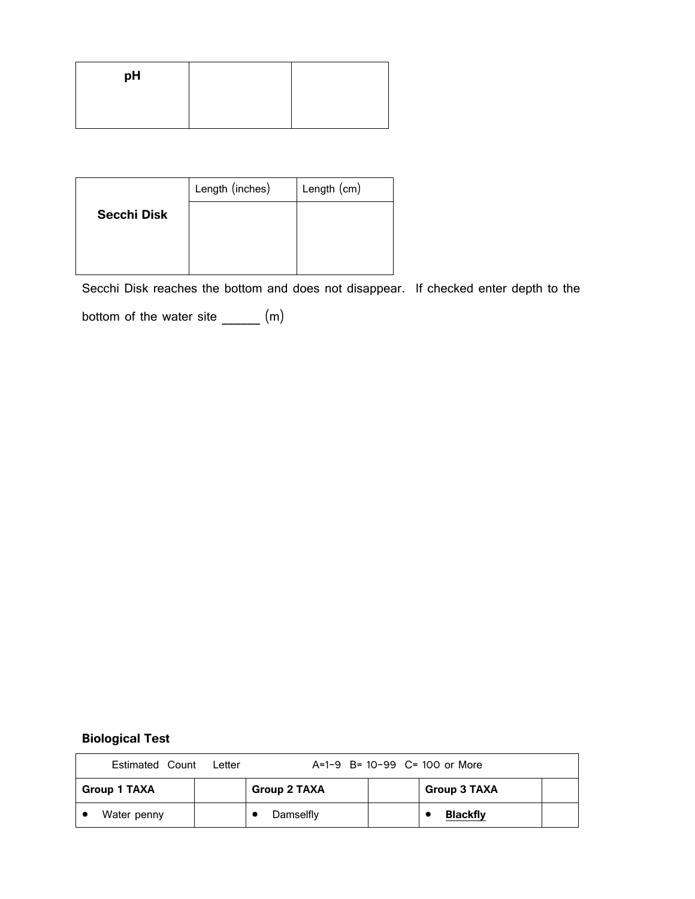| pH | | |
|---|---|---|
| | | |

| Secchi Disk | Length (inches) | Length (cm) |
|---|---|---|
| | | |

Secchi Disk reaches the bottom and does not disappear. If checked enter depth to the bottom of the water site _____ (m)

**Biological Test**

| Estimated Count Letter A=1-9 B= 10-99 C= 100 or More | | | | | |
|---|---|---|---|---|---|
| **Group 1 TAXA** | | **Group 2 TAXA** | | **Group 3 TAXA** | |
| • Water penny | | • Damselfly | | • **Blackfly** | |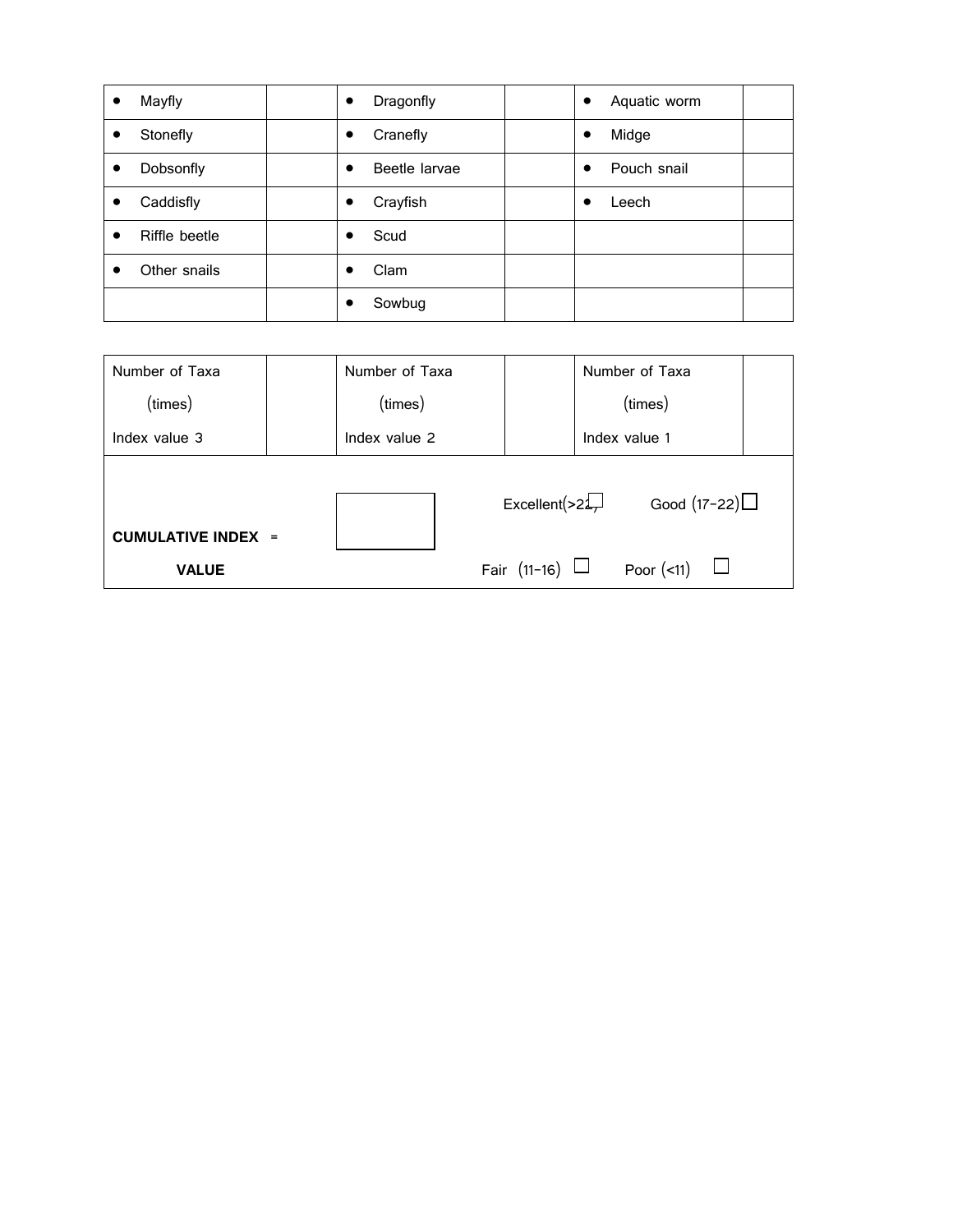| | | | | | |
|---|---|---|---|---|---|
| • Mayfly | | • Dragonfly | | • Aquatic worm | |
| • Stonefly | | • Cranefly | | • Midge | |
| • Dobsonfly | | • Beetle larvae | | • Pouch snail | |
| • Caddisfly | | • Crayfish | | • Leech | |
| • Riffle beetle | | • Scud | | | |
| • Other snails | | • Clam | | | |
| | | • Sowbug | | | |

| | | | | | |
|---|---|---|---|---|---|
| Number of Taxa (times) Index value 3 | | Number of Taxa (times) Index value 2 | | Number of Taxa (times) Index value 1 | |

**CUMULATIVE INDEX VALUE** = ☐

Excellent (>22) ☐ Good (17-22) ☐

Fair (11-16) ☐ Poor (<11) ☐